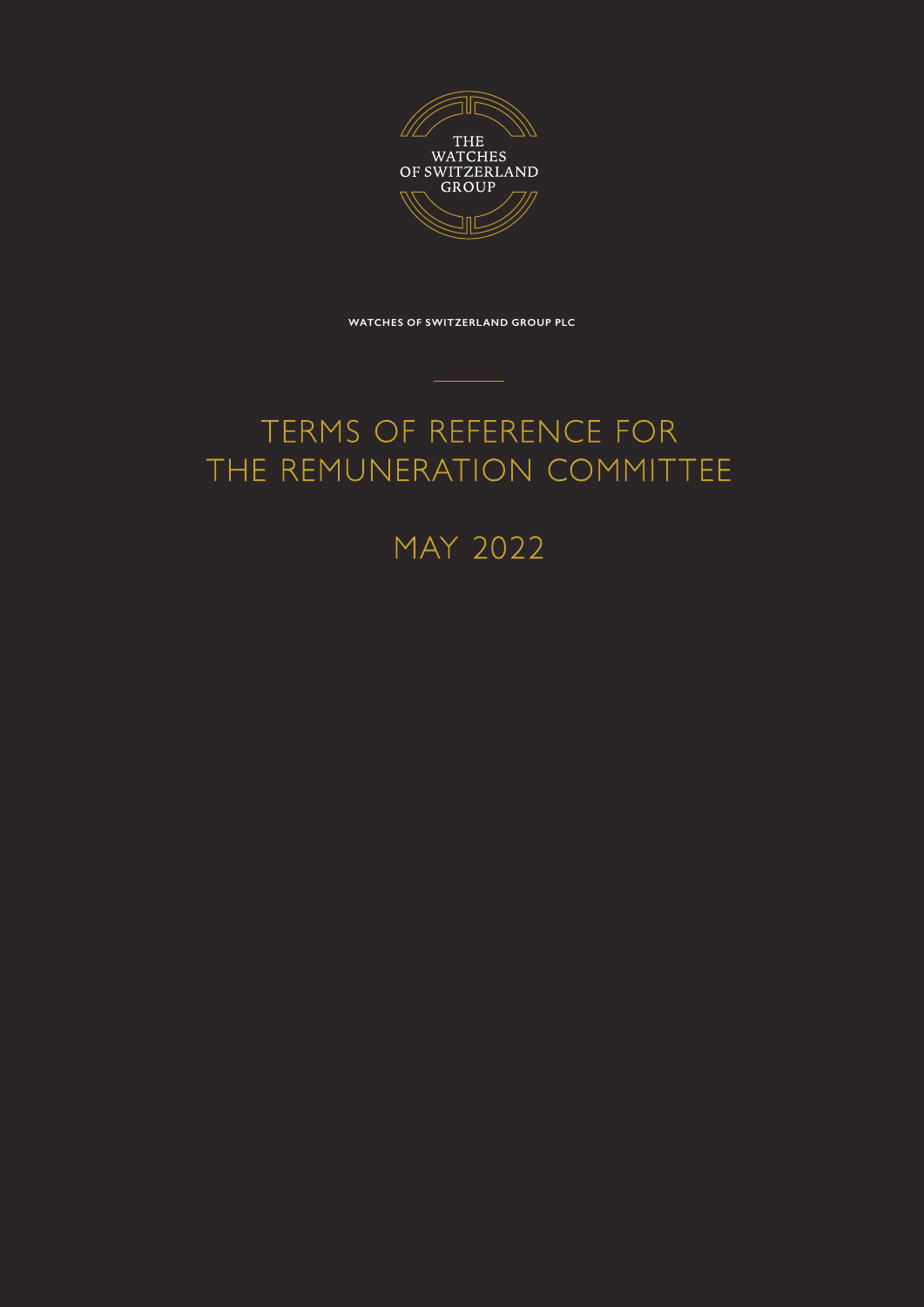THE WATCHES OF SWITZERLAND GROUP

WATCHES OF SWITZERLAND GROUP PLC

# TERMS OF REFERENCE FOR THE REMUNERATION COMMITTEE

## MAY 2022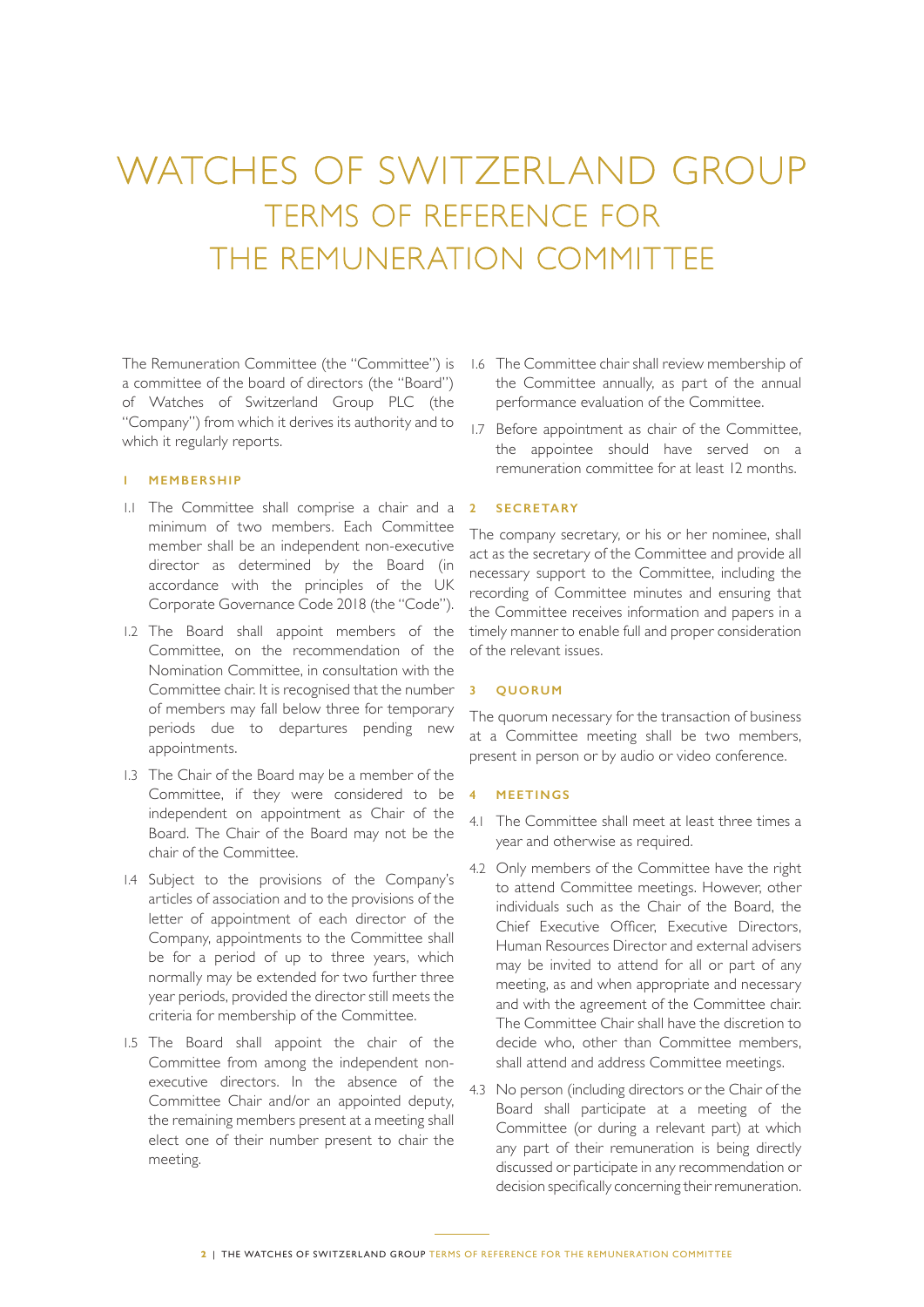# WATCHES OF SWITZERLAND GROUP
## TERMS OF REFERENCE FOR THE REMUNERATION COMMITTEE

The Remuneration Committee (the "Committee") is a committee of the board of directors (the "Board") of Watches of Switzerland Group PLC (the "Company") from which it derives its authority and to which it regularly reports.

### 1 MEMBERSHIP

1.1 The Committee shall comprise a chair and a minimum of two members. Each Committee member shall be an independent non-executive director as determined by the Board (in accordance with the principles of the UK Corporate Governance Code 2018 (the "Code").

1.2 The Board shall appoint members of the Committee, on the recommendation of the Nomination Committee, in consultation with the Committee chair. It is recognised that the number of members may fall below three for temporary periods due to departures pending new appointments.

1.3 The Chair of the Board may be a member of the Committee, if they were considered to be independent on appointment as Chair of the Board. The Chair of the Board may not be the chair of the Committee.

1.4 Subject to the provisions of the Company's articles of association and to the provisions of the letter of appointment of each director of the Company, appointments to the Committee shall be for a period of up to three years, which normally may be extended for two further three year periods, provided the director still meets the criteria for membership of the Committee.

1.5 The Board shall appoint the chair of the Committee from among the independent non-executive directors. In the absence of the Committee Chair and/or an appointed deputy, the remaining members present at a meeting shall elect one of their number present to chair the meeting.

1.6 The Committee chair shall review membership of the Committee annually, as part of the annual performance evaluation of the Committee.

1.7 Before appointment as chair of the Committee, the appointee should have served on a remuneration committee for at least 12 months.

### 2 SECRETARY

The company secretary, or his or her nominee, shall act as the secretary of the Committee and provide all necessary support to the Committee, including the recording of Committee minutes and ensuring that the Committee receives information and papers in a timely manner to enable full and proper consideration of the relevant issues.

### 3 QUORUM

The quorum necessary for the transaction of business at a Committee meeting shall be two members, present in person or by audio or video conference.

### 4 MEETINGS

4.1 The Committee shall meet at least three times a year and otherwise as required.

4.2 Only members of the Committee have the right to attend Committee meetings. However, other individuals such as the Chair of the Board, the Chief Executive Officer, Executive Directors, Human Resources Director and external advisers may be invited to attend for all or part of any meeting, as and when appropriate and necessary and with the agreement of the Committee chair. The Committee Chair shall have the discretion to decide who, other than Committee members, shall attend and address Committee meetings.

4.3 No person (including directors or the Chair of the Board shall participate at a meeting of the Committee (or during a relevant part) at which any part of their remuneration is being directly discussed or participate in any recommendation or decision specifically concerning their remuneration.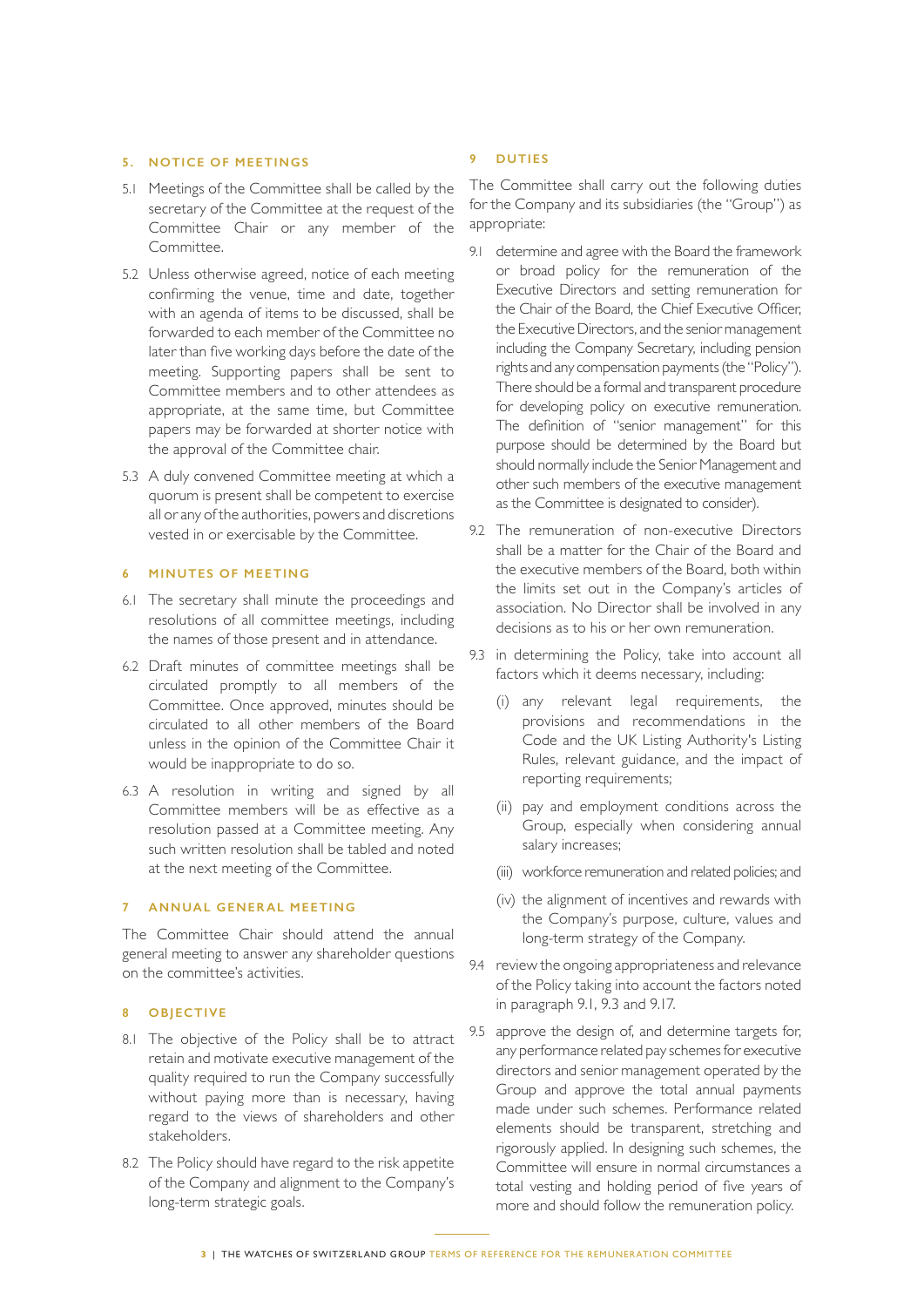## 5. NOTICE OF MEETINGS

5.1 Meetings of the Committee shall be called by the secretary of the Committee at the request of the Committee Chair or any member of the Committee.

5.2 Unless otherwise agreed, notice of each meeting confirming the venue, time and date, together with an agenda of items to be discussed, shall be forwarded to each member of the Committee no later than five working days before the date of the meeting. Supporting papers shall be sent to Committee members and to other attendees as appropriate, at the same time, but Committee papers may be forwarded at shorter notice with the approval of the Committee chair.

5.3 A duly convened Committee meeting at which a quorum is present shall be competent to exercise all or any of the authorities, powers and discretions vested in or exercisable by the Committee.

## 6 MINUTES OF MEETING

6.1 The secretary shall minute the proceedings and resolutions of all committee meetings, including the names of those present and in attendance.

6.2 Draft minutes of committee meetings shall be circulated promptly to all members of the Committee. Once approved, minutes should be circulated to all other members of the Board unless in the opinion of the Committee Chair it would be inappropriate to do so.

6.3 A resolution in writing and signed by all Committee members will be as effective as a resolution passed at a Committee meeting. Any such written resolution shall be tabled and noted at the next meeting of the Committee.

## 7 ANNUAL GENERAL MEETING

The Committee Chair should attend the annual general meeting to answer any shareholder questions on the committee's activities.

## 8 OBJECTIVE

8.1 The objective of the Policy shall be to attract retain and motivate executive management of the quality required to run the Company successfully without paying more than is necessary, having regard to the views of shareholders and other stakeholders.

8.2 The Policy should have regard to the risk appetite of the Company and alignment to the Company's long-term strategic goals.

## 9 DUTIES

The Committee shall carry out the following duties for the Company and its subsidiaries (the "Group") as appropriate:

9.1 determine and agree with the Board the framework or broad policy for the remuneration of the Executive Directors and setting remuneration for the Chair of the Board, the Chief Executive Officer, the Executive Directors, and the senior management including the Company Secretary, including pension rights and any compensation payments (the "Policy"). There should be a formal and transparent procedure for developing policy on executive remuneration. The definition of "senior management" for this purpose should be determined by the Board but should normally include the Senior Management and other such members of the executive management as the Committee is designated to consider).

9.2 The remuneration of non-executive Directors shall be a matter for the Chair of the Board and the executive members of the Board, both within the limits set out in the Company's articles of association. No Director shall be involved in any decisions as to his or her own remuneration.

9.3 in determining the Policy, take into account all factors which it deems necessary, including:

(i) any relevant legal requirements, the provisions and recommendations in the Code and the UK Listing Authority's Listing Rules, relevant guidance, and the impact of reporting requirements;

(ii) pay and employment conditions across the Group, especially when considering annual salary increases;

(iii) workforce remuneration and related policies; and

(iv) the alignment of incentives and rewards with the Company's purpose, culture, values and long-term strategy of the Company.

9.4 review the ongoing appropriateness and relevance of the Policy taking into account the factors noted in paragraph 9.1, 9.3 and 9.17.

9.5 approve the design of, and determine targets for, any performance related pay schemes for executive directors and senior management operated by the Group and approve the total annual payments made under such schemes. Performance related elements should be transparent, stretching and rigorously applied. In designing such schemes, the Committee will ensure in normal circumstances a total vesting and holding period of five years of more and should follow the remuneration policy.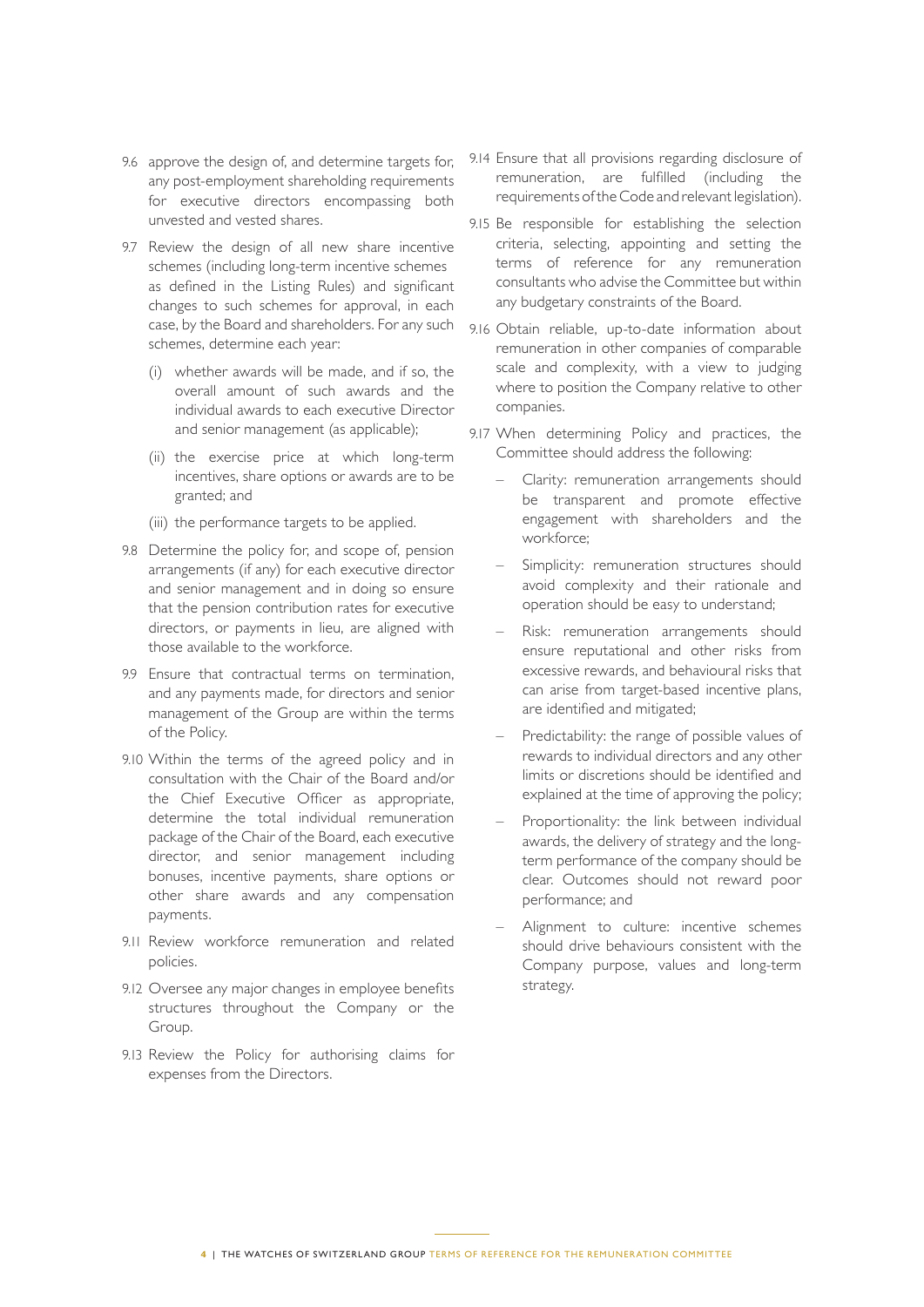9.6 approve the design of, and determine targets for, any post-employment shareholding requirements for executive directors encompassing both unvested and vested shares.

9.7 Review the design of all new share incentive schemes (including long-term incentive schemes as defined in the Listing Rules) and significant changes to such schemes for approval, in each case, by the Board and shareholders. For any such schemes, determine each year:

   (i) whether awards will be made, and if so, the overall amount of such awards and the individual awards to each executive Director and senior management (as applicable);

   (ii) the exercise price at which long-term incentives, share options or awards are to be granted; and

   (iii) the performance targets to be applied.

9.8 Determine the policy for, and scope of, pension arrangements (if any) for each executive director and senior management and in doing so ensure that the pension contribution rates for executive directors, or payments in lieu, are aligned with those available to the workforce.

9.9 Ensure that contractual terms on termination, and any payments made, for directors and senior management of the Group are within the terms of the Policy.

9.10 Within the terms of the agreed policy and in consultation with the Chair of the Board and/or the Chief Executive Officer as appropriate, determine the total individual remuneration package of the Chair of the Board, each executive director, and senior management including bonuses, incentive payments, share options or other share awards and any compensation payments.

9.11 Review workforce remuneration and related policies.

9.12 Oversee any major changes in employee benefits structures throughout the Company or the Group.

9.13 Review the Policy for authorising claims for expenses from the Directors.

9.14 Ensure that all provisions regarding disclosure of remuneration, are fulfilled (including the requirements of the Code and relevant legislation).

9.15 Be responsible for establishing the selection criteria, selecting, appointing and setting the terms of reference for any remuneration consultants who advise the Committee but within any budgetary constraints of the Board.

9.16 Obtain reliable, up-to-date information about remuneration in other companies of comparable scale and complexity, with a view to judging where to position the Company relative to other companies.

9.17 When determining Policy and practices, the Committee should address the following:

   – Clarity: remuneration arrangements should be transparent and promote effective engagement with shareholders and the workforce;

   – Simplicity: remuneration structures should avoid complexity and their rationale and operation should be easy to understand;

   – Risk: remuneration arrangements should ensure reputational and other risks from excessive rewards, and behavioural risks that can arise from target-based incentive plans, are identified and mitigated;

   – Predictability: the range of possible values of rewards to individual directors and any other limits or discretions should be identified and explained at the time of approving the policy;

   – Proportionality: the link between individual awards, the delivery of strategy and the long-term performance of the company should be clear. Outcomes should not reward poor performance; and

   – Alignment to culture: incentive schemes should drive behaviours consistent with the Company purpose, values and long-term strategy.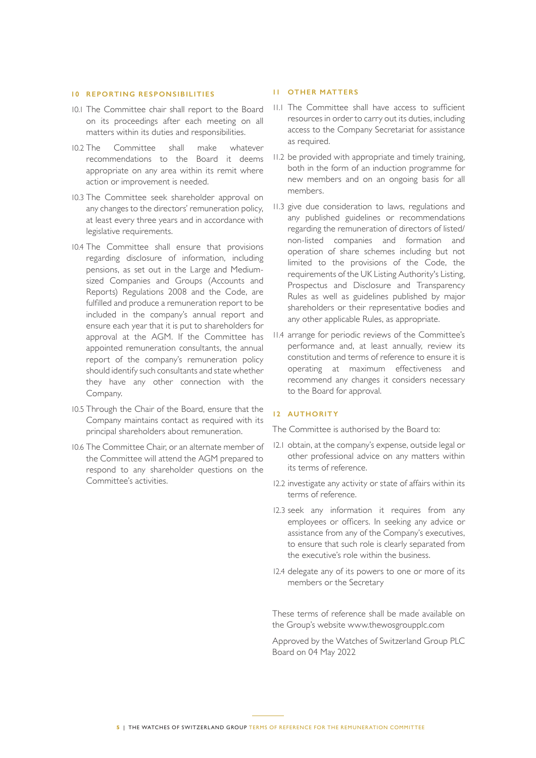## 10 REPORTING RESPONSIBILITIES

10.1 The Committee chair shall report to the Board on its proceedings after each meeting on all matters within its duties and responsibilities.

10.2 The Committee shall make whatever recommendations to the Board it deems appropriate on any area within its remit where action or improvement is needed.

10.3 The Committee seek shareholder approval on any changes to the directors' remuneration policy, at least every three years and in accordance with legislative requirements.

10.4 The Committee shall ensure that provisions regarding disclosure of information, including pensions, as set out in the Large and Medium-sized Companies and Groups (Accounts and Reports) Regulations 2008 and the Code, are fulfilled and produce a remuneration report to be included in the company's annual report and ensure each year that it is put to shareholders for approval at the AGM. If the Committee has appointed remuneration consultants, the annual report of the company's remuneration policy should identify such consultants and state whether they have any other connection with the Company.

10.5 Through the Chair of the Board, ensure that the Company maintains contact as required with its principal shareholders about remuneration.

10.6 The Committee Chair, or an alternate member of the Committee will attend the AGM prepared to respond to any shareholder questions on the Committee's activities.

## 11 OTHER MATTERS

11.1 The Committee shall have access to sufficient resources in order to carry out its duties, including access to the Company Secretariat for assistance as required.

11.2 be provided with appropriate and timely training, both in the form of an induction programme for new members and on an ongoing basis for all members.

11.3 give due consideration to laws, regulations and any published guidelines or recommendations regarding the remuneration of directors of listed/ non-listed companies and formation and operation of share schemes including but not limited to the provisions of the Code, the requirements of the UK Listing Authority's Listing, Prospectus and Disclosure and Transparency Rules as well as guidelines published by major shareholders or their representative bodies and any other applicable Rules, as appropriate.

11.4 arrange for periodic reviews of the Committee's performance and, at least annually, review its constitution and terms of reference to ensure it is operating at maximum effectiveness and recommend any changes it considers necessary to the Board for approval.

## 12 AUTHORITY

The Committee is authorised by the Board to:

12.1 obtain, at the company's expense, outside legal or other professional advice on any matters within its terms of reference.

12.2 investigate any activity or state of affairs within its terms of reference.

12.3 seek any information it requires from any employees or officers. In seeking any advice or assistance from any of the Company's executives, to ensure that such role is clearly separated from the executive's role within the business.

12.4 delegate any of its powers to one or more of its members or the Secretary

These terms of reference shall be made available on the Group's website www.thewosgroupplc.com

Approved by the Watches of Switzerland Group PLC Board on 04 May 2022